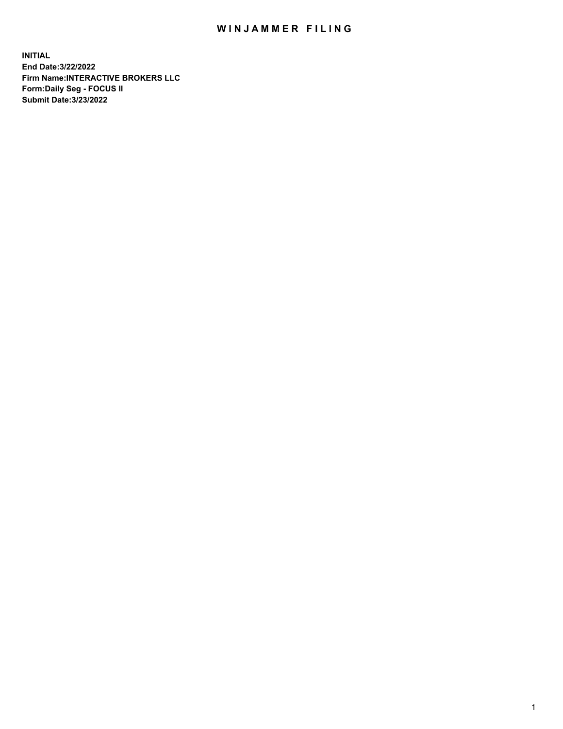# WINJAMMER FILING

**INITIAL**
**End Date:3/22/2022**
**Firm Name:INTERACTIVE BROKERS LLC**
**Form:Daily Seg - FOCUS II**
**Submit Date:3/23/2022**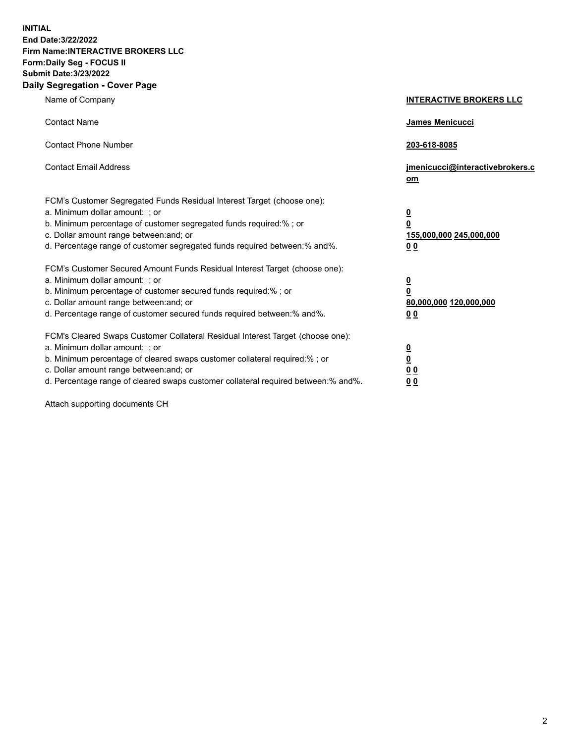**INITIAL**
**End Date:3/22/2022**
**Firm Name:INTERACTIVE BROKERS LLC**
**Form:Daily Seg - FOCUS II**
**Submit Date:3/23/2022**

## Daily Segregation - Cover Page

| | |
|---|---|
| Name of Company | **INTERACTIVE BROKERS LLC** |
| Contact Name | **James Menicucci** |
| Contact Phone Number | **203-618-8085** |
| Contact Email Address | **jmenicucci@interactivebrokers.com** |

FCM's Customer Segregated Funds Residual Interest Target (choose one):

| | |
|---|---|
| a. Minimum dollar amount: ; or | **0** |
| b. Minimum percentage of customer segregated funds required:% ; or | **0** |
| c. Dollar amount range between:and; or | **155,000,000 245,000,000** |
| d. Percentage range of customer segregated funds required between:% and%. | **0 0** |

FCM's Customer Secured Amount Funds Residual Interest Target (choose one):

| | |
|---|---|
| a. Minimum dollar amount: ; or | **0** |
| b. Minimum percentage of customer secured funds required:% ; or | **0** |
| c. Dollar amount range between:and; or | **80,000,000 120,000,000** |
| d. Percentage range of customer secured funds required between:% and%. | **0 0** |

FCM's Cleared Swaps Customer Collateral Residual Interest Target (choose one):

| | |
|---|---|
| a. Minimum dollar amount: ; or | **0** |
| b. Minimum percentage of cleared swaps customer collateral required:% ; or | **0** |
| c. Dollar amount range between:and; or | **0 0** |
| d. Percentage range of cleared swaps customer collateral required between:% and%. | **0 0** |

Attach supporting documents CH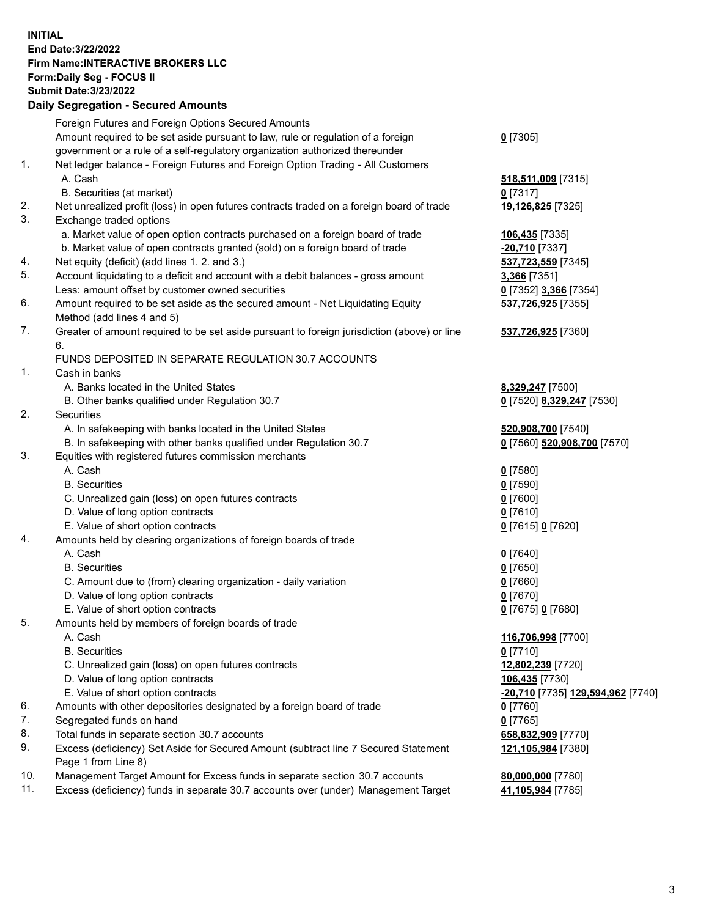**INITIAL**
**End Date:3/22/2022**
**Firm Name:INTERACTIVE BROKERS LLC**
**Form:Daily Seg - FOCUS II**
**Submit Date:3/23/2022**

## Daily Segregation - Secured Amounts

| | | |
|---|---|---|
| | Foreign Futures and Foreign Options Secured Amounts | |
| | Amount required to be set aside pursuant to law, rule or regulation of a foreign government or a rule of a self-regulatory organization authorized thereunder | **0** [7305] |
| 1. | Net ledger balance - Foreign Futures and Foreign Option Trading - All Customers | |
| | A. Cash | **518,511,009** [7315] |
| | B. Securities (at market) | **0** [7317] |
| 2. | Net unrealized profit (loss) in open futures contracts traded on a foreign board of trade | **19,126,825** [7325] |
| 3. | Exchange traded options | |
| | a. Market value of open option contracts purchased on a foreign board of trade | **106,435** [7335] |
| | b. Market value of open contracts granted (sold) on a foreign board of trade | **-20,710** [7337] |
| 4. | Net equity (deficit) (add lines 1. 2. and 3.) | **537,723,559** [7345] |
| 5. | Account liquidating to a deficit and account with a debit balances - gross amount | **3,366** [7351] |
| | Less: amount offset by customer owned securities | **0** [7352] **3,366** [7354] |
| 6. | Amount required to be set aside as the secured amount - Net Liquidating Equity Method (add lines 4 and 5) | **537,726,925** [7355] |
| 7. | Greater of amount required to be set aside pursuant to foreign jurisdiction (above) or line 6. | **537,726,925** [7360] |
| | FUNDS DEPOSITED IN SEPARATE REGULATION 30.7 ACCOUNTS | |
| 1. | Cash in banks | |
| | A. Banks located in the United States | **8,329,247** [7500] |
| | B. Other banks qualified under Regulation 30.7 | **0** [7520] **8,329,247** [7530] |
| 2. | Securities | |
| | A. In safekeeping with banks located in the United States | **520,908,700** [7540] |
| | B. In safekeeping with other banks qualified under Regulation 30.7 | **0** [7560] **520,908,700** [7570] |
| 3. | Equities with registered futures commission merchants | |
| | A. Cash | **0** [7580] |
| | B. Securities | **0** [7590] |
| | C. Unrealized gain (loss) on open futures contracts | **0** [7600] |
| | D. Value of long option contracts | **0** [7610] |
| | E. Value of short option contracts | **0** [7615] **0** [7620] |
| 4. | Amounts held by clearing organizations of foreign boards of trade | |
| | A. Cash | **0** [7640] |
| | B. Securities | **0** [7650] |
| | C. Amount due to (from) clearing organization - daily variation | **0** [7660] |
| | D. Value of long option contracts | **0** [7670] |
| | E. Value of short option contracts | **0** [7675] **0** [7680] |
| 5. | Amounts held by members of foreign boards of trade | |
| | A. Cash | **116,706,998** [7700] |
| | B. Securities | **0** [7710] |
| | C. Unrealized gain (loss) on open futures contracts | **12,802,239** [7720] |
| | D. Value of long option contracts | **106,435** [7730] |
| | E. Value of short option contracts | **-20,710** [7735] **129,594,962** [7740] |
| 6. | Amounts with other depositories designated by a foreign board of trade | **0** [7760] |
| 7. | Segregated funds on hand | **0** [7765] |
| 8. | Total funds in separate section 30.7 accounts | **658,832,909** [7770] |
| 9. | Excess (deficiency) Set Aside for Secured Amount (subtract line 7 Secured Statement Page 1 from Line 8) | **121,105,984** [7380] |
| 10. | Management Target Amount for Excess funds in separate section 30.7 accounts | **80,000,000** [7780] |
| 11. | Excess (deficiency) funds in separate 30.7 accounts over (under) Management Target | **41,105,984** [7785] |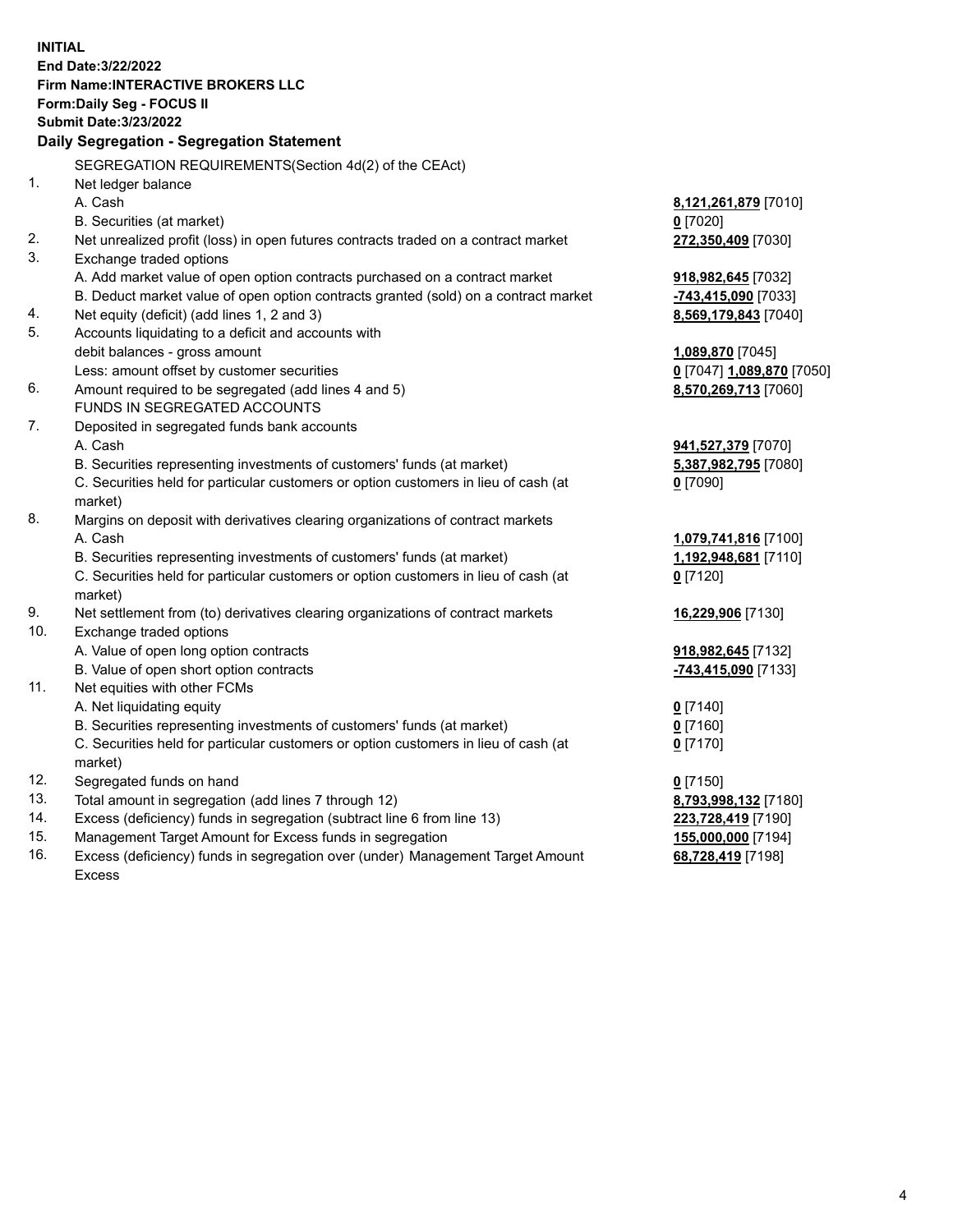**INITIAL**
**End Date:3/22/2022**
**Firm Name:INTERACTIVE BROKERS LLC**
**Form:Daily Seg - FOCUS II**
**Submit Date:3/23/2022**

## Daily Segregation - Segregation Statement

| | | |
|---|---|---|
| | SEGREGATION REQUIREMENTS(Section 4d(2) of the CEAct) | |
| 1. | Net ledger balance | |
| | A. Cash | **8,121,261,879** [7010] |
| | B. Securities (at market) | **0** [7020] |
| 2. | Net unrealized profit (loss) in open futures contracts traded on a contract market | **272,350,409** [7030] |
| 3. | Exchange traded options | |
| | A. Add market value of open option contracts purchased on a contract market | **918,982,645** [7032] |
| | B. Deduct market value of open option contracts granted (sold) on a contract market | **-743,415,090** [7033] |
| 4. | Net equity (deficit) (add lines 1, 2 and 3) | **8,569,179,843** [7040] |
| 5. | Accounts liquidating to a deficit and accounts with | |
| | debit balances - gross amount | **1,089,870** [7045] |
| | Less: amount offset by customer securities | **0** [7047] **1,089,870** [7050] |
| 6. | Amount required to be segregated (add lines 4 and 5) | **8,570,269,713** [7060] |
| | FUNDS IN SEGREGATED ACCOUNTS | |
| 7. | Deposited in segregated funds bank accounts | |
| | A. Cash | **941,527,379** [7070] |
| | B. Securities representing investments of customers' funds (at market) | **5,387,982,795** [7080] |
| | C. Securities held for particular customers or option customers in lieu of cash (at market) | **0** [7090] |
| 8. | Margins on deposit with derivatives clearing organizations of contract markets | |
| | A. Cash | **1,079,741,816** [7100] |
| | B. Securities representing investments of customers' funds (at market) | **1,192,948,681** [7110] |
| | C. Securities held for particular customers or option customers in lieu of cash (at market) | **0** [7120] |
| 9. | Net settlement from (to) derivatives clearing organizations of contract markets | **16,229,906** [7130] |
| 10. | Exchange traded options | |
| | A. Value of open long option contracts | **918,982,645** [7132] |
| | B. Value of open short option contracts | **-743,415,090** [7133] |
| 11. | Net equities with other FCMs | |
| | A. Net liquidating equity | **0** [7140] |
| | B. Securities representing investments of customers' funds (at market) | **0** [7160] |
| | C. Securities held for particular customers or option customers in lieu of cash (at market) | **0** [7170] |
| 12. | Segregated funds on hand | **0** [7150] |
| 13. | Total amount in segregation (add lines 7 through 12) | **8,793,998,132** [7180] |
| 14. | Excess (deficiency) funds in segregation (subtract line 6 from line 13) | **223,728,419** [7190] |
| 15. | Management Target Amount for Excess funds in segregation | **155,000,000** [7194] |
| 16. | Excess (deficiency) funds in segregation over (under) Management Target Amount Excess | **68,728,419** [7198] |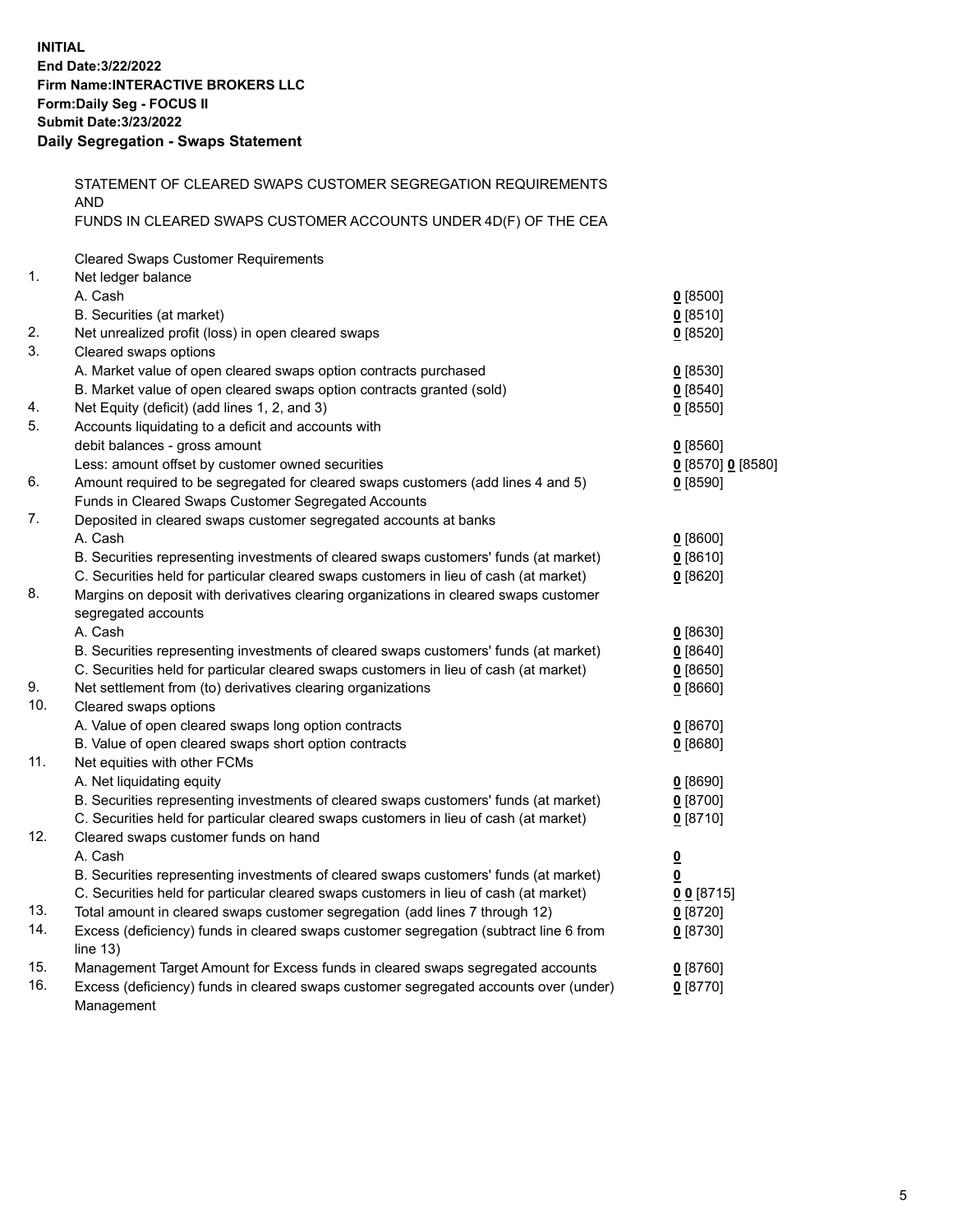**INITIAL**
**End Date:3/22/2022**
**Firm Name:INTERACTIVE BROKERS LLC**
**Form:Daily Seg - FOCUS II**
**Submit Date:3/23/2022**
**Daily Segregation - Swaps Statement**

STATEMENT OF CLEARED SWAPS CUSTOMER SEGREGATION REQUIREMENTS AND FUNDS IN CLEARED SWAPS CUSTOMER ACCOUNTS UNDER 4D(F) OF THE CEA

| | | |
|---|---|---|
| | Cleared Swaps Customer Requirements | |
| 1. | Net ledger balance | |
| | A. Cash | 0 [8500] |
| | B. Securities (at market) | 0 [8510] |
| 2. | Net unrealized profit (loss) in open cleared swaps | 0 [8520] |
| 3. | Cleared swaps options | |
| | A. Market value of open cleared swaps option contracts purchased | 0 [8530] |
| | B. Market value of open cleared swaps option contracts granted (sold) | 0 [8540] |
| 4. | Net Equity (deficit) (add lines 1, 2, and 3) | 0 [8550] |
| 5. | Accounts liquidating to a deficit and accounts with | |
| | debit balances - gross amount | 0 [8560] |
| | Less: amount offset by customer owned securities | 0 [8570] 0 [8580] |
| 6. | Amount required to be segregated for cleared swaps customers (add lines 4 and 5) | 0 [8590] |
| | Funds in Cleared Swaps Customer Segregated Accounts | |
| 7. | Deposited in cleared swaps customer segregated accounts at banks | |
| | A. Cash | 0 [8600] |
| | B. Securities representing investments of cleared swaps customers' funds (at market) | 0 [8610] |
| | C. Securities held for particular cleared swaps customers in lieu of cash (at market) | 0 [8620] |
| 8. | Margins on deposit with derivatives clearing organizations in cleared swaps customer segregated accounts | |
| | A. Cash | 0 [8630] |
| | B. Securities representing investments of cleared swaps customers' funds (at market) | 0 [8640] |
| | C. Securities held for particular cleared swaps customers in lieu of cash (at market) | 0 [8650] |
| 9. | Net settlement from (to) derivatives clearing organizations | 0 [8660] |
| 10. | Cleared swaps options | |
| | A. Value of open cleared swaps long option contracts | 0 [8670] |
| | B. Value of open cleared swaps short option contracts | 0 [8680] |
| 11. | Net equities with other FCMs | |
| | A. Net liquidating equity | 0 [8690] |
| | B. Securities representing investments of cleared swaps customers' funds (at market) | 0 [8700] |
| | C. Securities held for particular cleared swaps customers in lieu of cash (at market) | 0 [8710] |
| 12. | Cleared swaps customer funds on hand | |
| | A. Cash | 0 |
| | B. Securities representing investments of cleared swaps customers' funds (at market) | 0 |
| | C. Securities held for particular cleared swaps customers in lieu of cash (at market) | 0 0 [8715] |
| 13. | Total amount in cleared swaps customer segregation (add lines 7 through 12) | 0 [8720] |
| 14. | Excess (deficiency) funds in cleared swaps customer segregation (subtract line 6 from line 13) | 0 [8730] |
| 15. | Management Target Amount for Excess funds in cleared swaps segregated accounts | 0 [8760] |
| 16. | Excess (deficiency) funds in cleared swaps customer segregated accounts over (under) Management | 0 [8770] |